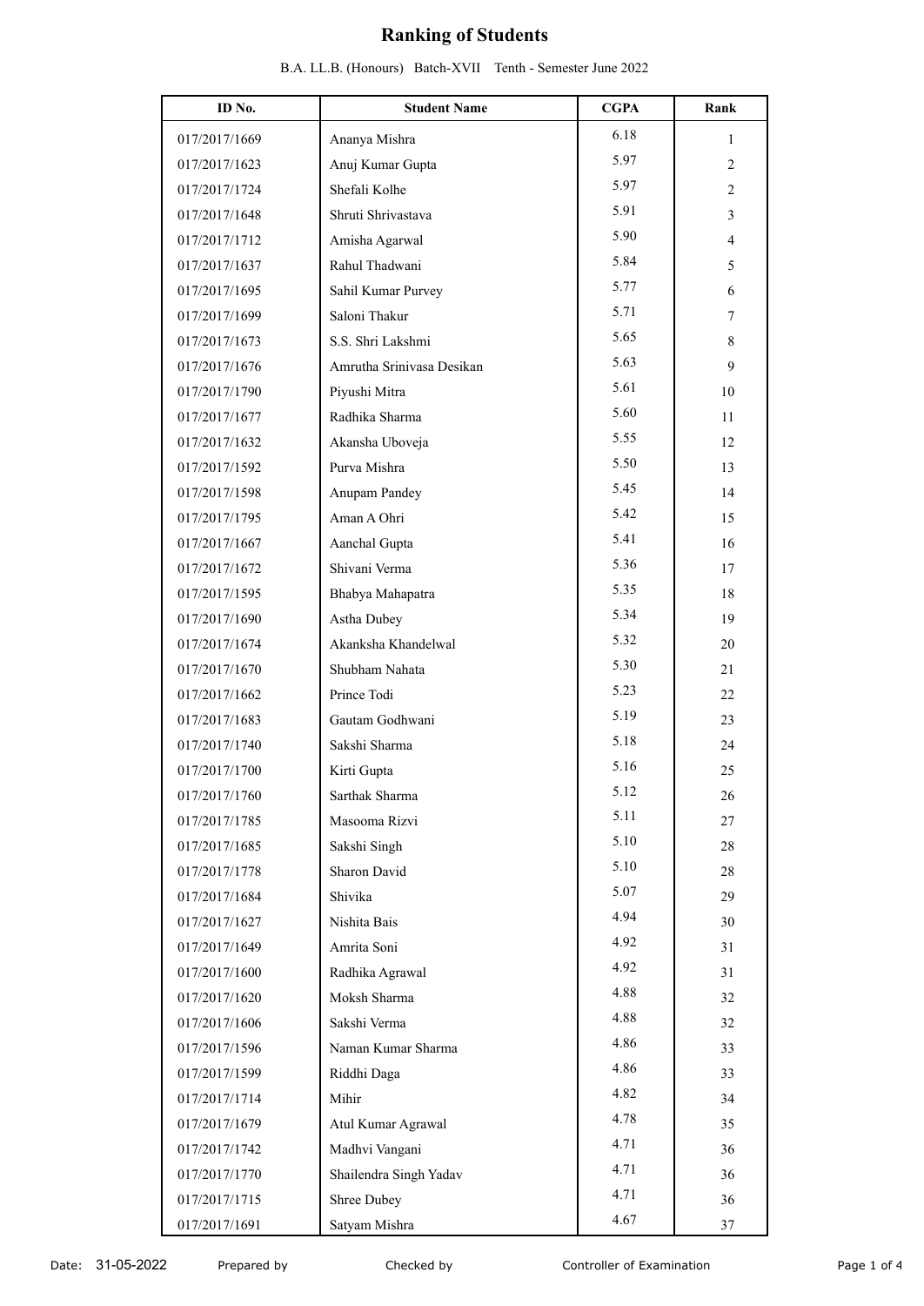# Ranking of Students

B.A. LL.B. (Honours) Batch-XVII Tenth - Semester June 2022

| ID No. | Student Name | CGPA | Rank |
|---|---|---|---|
| 017/2017/1669 | Ananya Mishra | 6.18 | 1 |
| 017/2017/1623 | Anuj Kumar Gupta | 5.97 | 2 |
| 017/2017/1724 | Shefali Kolhe | 5.97 | 2 |
| 017/2017/1648 | Shruti Shrivastava | 5.91 | 3 |
| 017/2017/1712 | Amisha Agarwal | 5.90 | 4 |
| 017/2017/1637 | Rahul Thadwani | 5.84 | 5 |
| 017/2017/1695 | Sahil Kumar Purvey | 5.77 | 6 |
| 017/2017/1699 | Saloni Thakur | 5.71 | 7 |
| 017/2017/1673 | S.S. Shri Lakshmi | 5.65 | 8 |
| 017/2017/1676 | Amrutha Srinivasa Desikan | 5.63 | 9 |
| 017/2017/1790 | Piyushi Mitra | 5.61 | 10 |
| 017/2017/1677 | Radhika Sharma | 5.60 | 11 |
| 017/2017/1632 | Akansha Uboveja | 5.55 | 12 |
| 017/2017/1592 | Purva Mishra | 5.50 | 13 |
| 017/2017/1598 | Anupam Pandey | 5.45 | 14 |
| 017/2017/1795 | Aman A Ohri | 5.42 | 15 |
| 017/2017/1667 | Aanchal Gupta | 5.41 | 16 |
| 017/2017/1672 | Shivani Verma | 5.36 | 17 |
| 017/2017/1595 | Bhabya Mahapatra | 5.35 | 18 |
| 017/2017/1690 | Astha Dubey | 5.34 | 19 |
| 017/2017/1674 | Akanksha Khandelwal | 5.32 | 20 |
| 017/2017/1670 | Shubham Nahata | 5.30 | 21 |
| 017/2017/1662 | Prince Todi | 5.23 | 22 |
| 017/2017/1683 | Gautam Godhwani | 5.19 | 23 |
| 017/2017/1740 | Sakshi Sharma | 5.18 | 24 |
| 017/2017/1700 | Kirti Gupta | 5.16 | 25 |
| 017/2017/1760 | Sarthak Sharma | 5.12 | 26 |
| 017/2017/1785 | Masooma Rizvi | 5.11 | 27 |
| 017/2017/1685 | Sakshi Singh | 5.10 | 28 |
| 017/2017/1778 | Sharon David | 5.10 | 28 |
| 017/2017/1684 | Shivika | 5.07 | 29 |
| 017/2017/1627 | Nishita Bais | 4.94 | 30 |
| 017/2017/1649 | Amrita Soni | 4.92 | 31 |
| 017/2017/1600 | Radhika Agrawal | 4.92 | 31 |
| 017/2017/1620 | Moksh Sharma | 4.88 | 32 |
| 017/2017/1606 | Sakshi Verma | 4.88 | 32 |
| 017/2017/1596 | Naman Kumar Sharma | 4.86 | 33 |
| 017/2017/1599 | Riddhi Daga | 4.86 | 33 |
| 017/2017/1714 | Mihir | 4.82 | 34 |
| 017/2017/1679 | Atul Kumar Agrawal | 4.78 | 35 |
| 017/2017/1742 | Madhvi Vangani | 4.71 | 36 |
| 017/2017/1770 | Shailendra Singh Yadav | 4.71 | 36 |
| 017/2017/1715 | Shree Dubey | 4.71 | 36 |
| 017/2017/1691 | Satyam Mishra | 4.67 | 37 |

Date: 31-05-2022 Prepared by Checked by Controller of Examination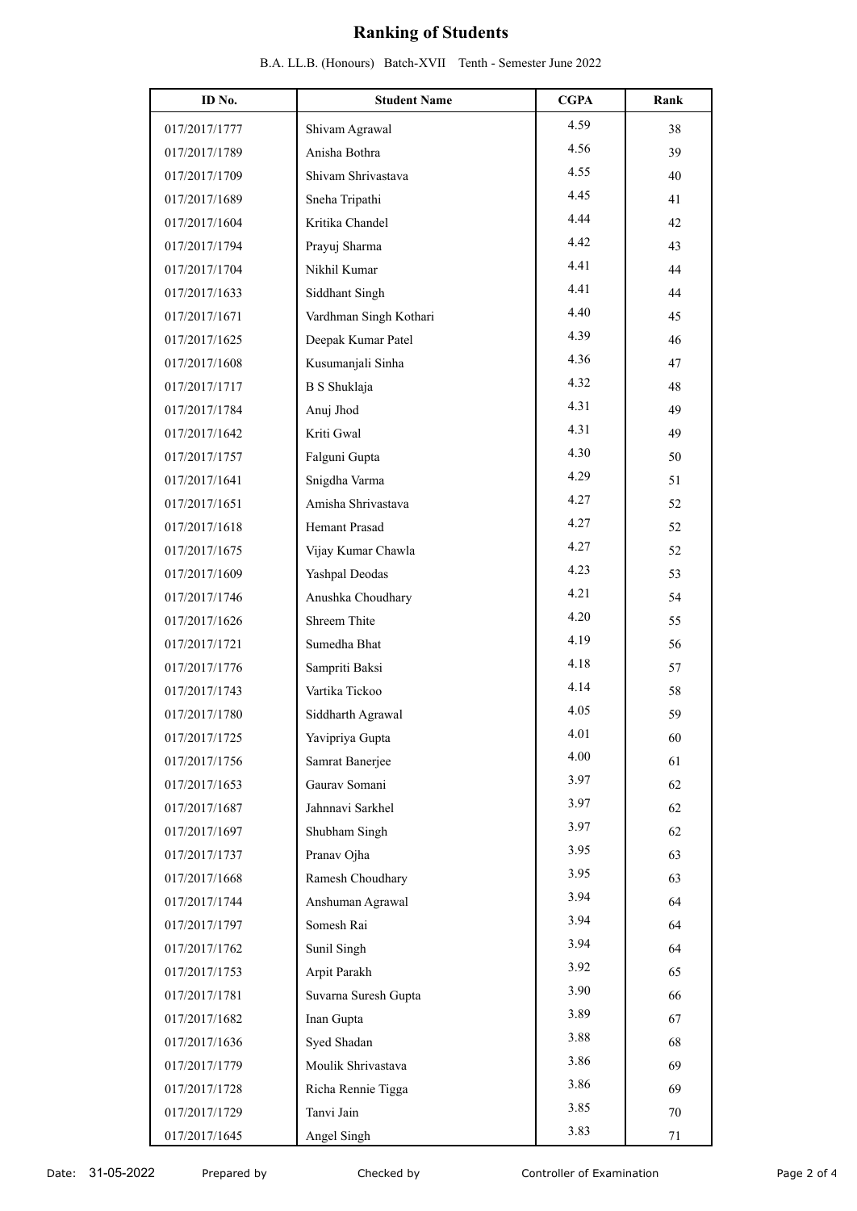# Ranking of Students

B.A. LL.B. (Honours) Batch-XVII Tenth - Semester June 2022

| ID No. | Student Name | CGPA | Rank |
|---|---|---|---|
| 017/2017/1777 | Shivam Agrawal | 4.59 | 38 |
| 017/2017/1789 | Anisha Bothra | 4.56 | 39 |
| 017/2017/1709 | Shivam Shrivastava | 4.55 | 40 |
| 017/2017/1689 | Sneha Tripathi | 4.45 | 41 |
| 017/2017/1604 | Kritika Chandel | 4.44 | 42 |
| 017/2017/1794 | Prayuj Sharma | 4.42 | 43 |
| 017/2017/1704 | Nikhil Kumar | 4.41 | 44 |
| 017/2017/1633 | Siddhant Singh | 4.41 | 44 |
| 017/2017/1671 | Vardhman Singh Kothari | 4.40 | 45 |
| 017/2017/1625 | Deepak Kumar Patel | 4.39 | 46 |
| 017/2017/1608 | Kusumanjali Sinha | 4.36 | 47 |
| 017/2017/1717 | B S Shuklaja | 4.32 | 48 |
| 017/2017/1784 | Anuj Jhod | 4.31 | 49 |
| 017/2017/1642 | Kriti Gwal | 4.31 | 49 |
| 017/2017/1757 | Falguni Gupta | 4.30 | 50 |
| 017/2017/1641 | Snigdha Varma | 4.29 | 51 |
| 017/2017/1651 | Amisha Shrivastava | 4.27 | 52 |
| 017/2017/1618 | Hemant Prasad | 4.27 | 52 |
| 017/2017/1675 | Vijay Kumar Chawla | 4.27 | 52 |
| 017/2017/1609 | Yashpal Deodas | 4.23 | 53 |
| 017/2017/1746 | Anushka Choudhary | 4.21 | 54 |
| 017/2017/1626 | Shreem Thite | 4.20 | 55 |
| 017/2017/1721 | Sumedha Bhat | 4.19 | 56 |
| 017/2017/1776 | Sampriti Baksi | 4.18 | 57 |
| 017/2017/1743 | Vartika Tickoo | 4.14 | 58 |
| 017/2017/1780 | Siddharth Agrawal | 4.05 | 59 |
| 017/2017/1725 | Yavipriya Gupta | 4.01 | 60 |
| 017/2017/1756 | Samrat Banerjee | 4.00 | 61 |
| 017/2017/1653 | Gaurav Somani | 3.97 | 62 |
| 017/2017/1687 | Jahnnavi Sarkhel | 3.97 | 62 |
| 017/2017/1697 | Shubham Singh | 3.97 | 62 |
| 017/2017/1737 | Pranav Ojha | 3.95 | 63 |
| 017/2017/1668 | Ramesh Choudhary | 3.95 | 63 |
| 017/2017/1744 | Anshuman Agrawal | 3.94 | 64 |
| 017/2017/1797 | Somesh Rai | 3.94 | 64 |
| 017/2017/1762 | Sunil Singh | 3.94 | 64 |
| 017/2017/1753 | Arpit Parakh | 3.92 | 65 |
| 017/2017/1781 | Suvarna Suresh Gupta | 3.90 | 66 |
| 017/2017/1682 | Inan Gupta | 3.89 | 67 |
| 017/2017/1636 | Syed Shadan | 3.88 | 68 |
| 017/2017/1779 | Moulik Shrivastava | 3.86 | 69 |
| 017/2017/1728 | Richa Rennie Tigga | 3.86 | 69 |
| 017/2017/1729 | Tanvi Jain | 3.85 | 70 |
| 017/2017/1645 | Angel Singh | 3.83 | 71 |

Date: 31-05-2022 Prepared by Checked by Controller of Examination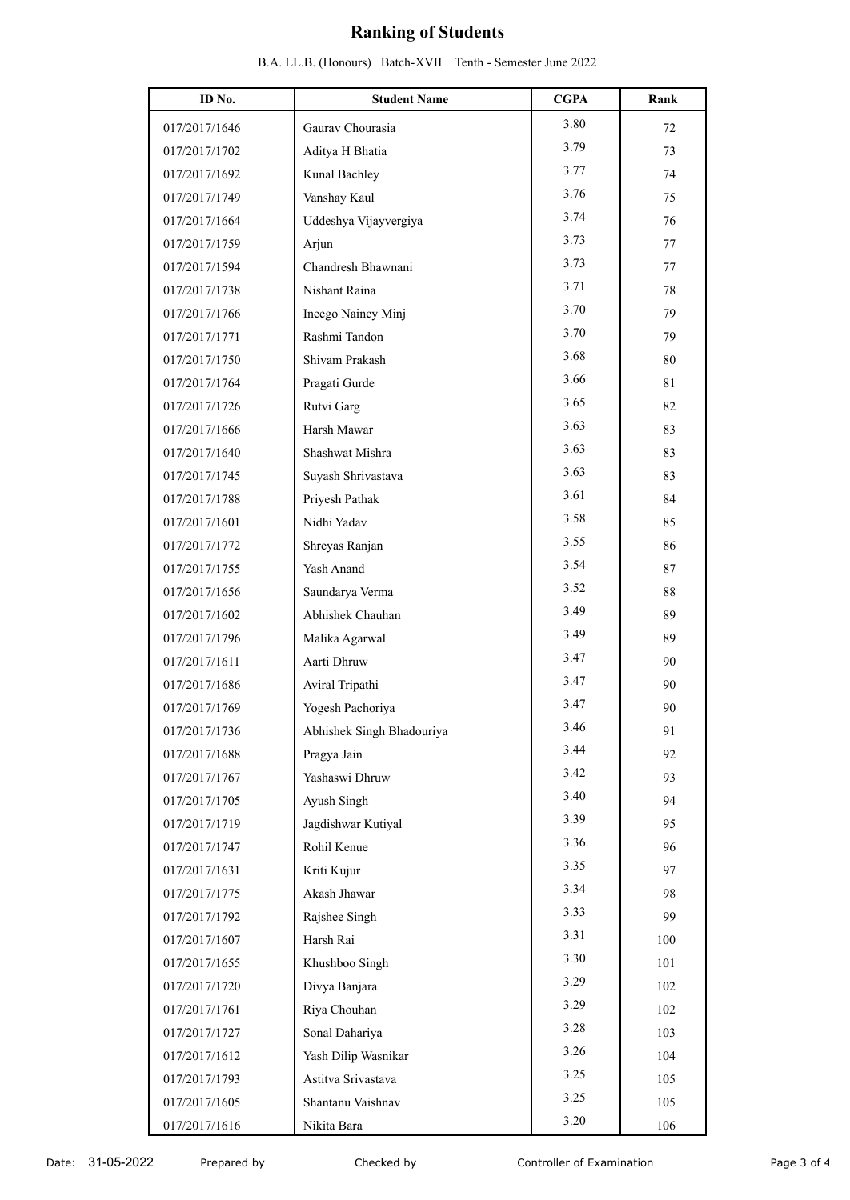# Ranking of Students

B.A. LL.B. (Honours) Batch-XVII Tenth - Semester June 2022

| ID No. | Student Name | CGPA | Rank |
|---|---|---|---|
| 017/2017/1646 | Gaurav Chourasia | 3.80 | 72 |
| 017/2017/1702 | Aditya H Bhatia | 3.79 | 73 |
| 017/2017/1692 | Kunal Bachley | 3.77 | 74 |
| 017/2017/1749 | Vanshay Kaul | 3.76 | 75 |
| 017/2017/1664 | Uddeshya Vijayvergiya | 3.74 | 76 |
| 017/2017/1759 | Arjun | 3.73 | 77 |
| 017/2017/1594 | Chandresh Bhawnani | 3.73 | 77 |
| 017/2017/1738 | Nishant Raina | 3.71 | 78 |
| 017/2017/1766 | Ineego Naincy Minj | 3.70 | 79 |
| 017/2017/1771 | Rashmi Tandon | 3.70 | 79 |
| 017/2017/1750 | Shivam Prakash | 3.68 | 80 |
| 017/2017/1764 | Pragati Gurde | 3.66 | 81 |
| 017/2017/1726 | Rutvi Garg | 3.65 | 82 |
| 017/2017/1666 | Harsh Mawar | 3.63 | 83 |
| 017/2017/1640 | Shashwat Mishra | 3.63 | 83 |
| 017/2017/1745 | Suyash Shrivastava | 3.63 | 83 |
| 017/2017/1788 | Priyesh Pathak | 3.61 | 84 |
| 017/2017/1601 | Nidhi Yadav | 3.58 | 85 |
| 017/2017/1772 | Shreyas Ranjan | 3.55 | 86 |
| 017/2017/1755 | Yash Anand | 3.54 | 87 |
| 017/2017/1656 | Saundarya Verma | 3.52 | 88 |
| 017/2017/1602 | Abhishek Chauhan | 3.49 | 89 |
| 017/2017/1796 | Malika Agarwal | 3.49 | 89 |
| 017/2017/1611 | Aarti Dhruw | 3.47 | 90 |
| 017/2017/1686 | Aviral Tripathi | 3.47 | 90 |
| 017/2017/1769 | Yogesh Pachoriya | 3.47 | 90 |
| 017/2017/1736 | Abhishek Singh Bhadouriya | 3.46 | 91 |
| 017/2017/1688 | Pragya Jain | 3.44 | 92 |
| 017/2017/1767 | Yashaswi Dhruw | 3.42 | 93 |
| 017/2017/1705 | Ayush Singh | 3.40 | 94 |
| 017/2017/1719 | Jagdishwar Kutiyal | 3.39 | 95 |
| 017/2017/1747 | Rohil Kenue | 3.36 | 96 |
| 017/2017/1631 | Kriti Kujur | 3.35 | 97 |
| 017/2017/1775 | Akash Jhawar | 3.34 | 98 |
| 017/2017/1792 | Rajshee Singh | 3.33 | 99 |
| 017/2017/1607 | Harsh Rai | 3.31 | 100 |
| 017/2017/1655 | Khushboo Singh | 3.30 | 101 |
| 017/2017/1720 | Divya Banjara | 3.29 | 102 |
| 017/2017/1761 | Riya Chouhan | 3.29 | 102 |
| 017/2017/1727 | Sonal Dahariya | 3.28 | 103 |
| 017/2017/1612 | Yash Dilip Wasnikar | 3.26 | 104 |
| 017/2017/1793 | Astitva Srivastava | 3.25 | 105 |
| 017/2017/1605 | Shantanu Vaishnav | 3.25 | 105 |
| 017/2017/1616 | Nikita Bara | 3.20 | 106 |

Date: 31-05-2022 Prepared by Checked by Controller of Examination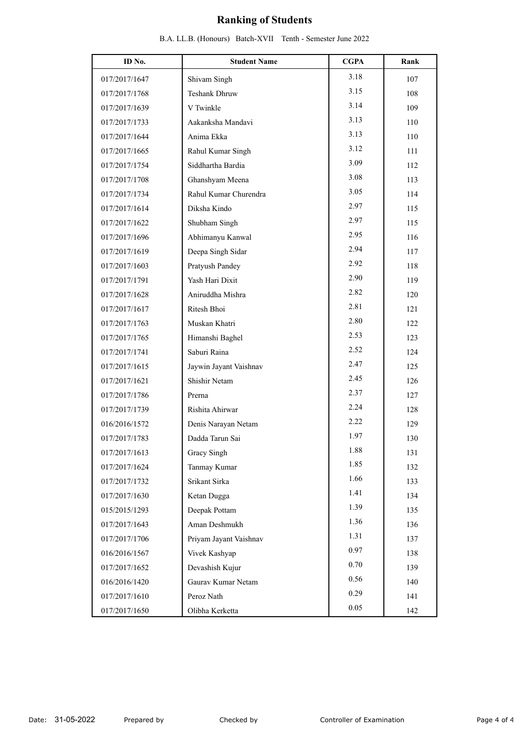# Ranking of Students

B.A. LL.B. (Honours) Batch-XVII Tenth - Semester June 2022

| ID No. | Student Name | CGPA | Rank |
|---|---|---|---|
| 017/2017/1647 | Shivam Singh | 3.18 | 107 |
| 017/2017/1768 | Teshank Dhruw | 3.15 | 108 |
| 017/2017/1639 | V Twinkle | 3.14 | 109 |
| 017/2017/1733 | Aakanksha Mandavi | 3.13 | 110 |
| 017/2017/1644 | Anima Ekka | 3.13 | 110 |
| 017/2017/1665 | Rahul Kumar Singh | 3.12 | 111 |
| 017/2017/1754 | Siddhartha Bardia | 3.09 | 112 |
| 017/2017/1708 | Ghanshyam Meena | 3.08 | 113 |
| 017/2017/1734 | Rahul Kumar Churendra | 3.05 | 114 |
| 017/2017/1614 | Diksha Kindo | 2.97 | 115 |
| 017/2017/1622 | Shubham Singh | 2.97 | 115 |
| 017/2017/1696 | Abhimanyu Kanwal | 2.95 | 116 |
| 017/2017/1619 | Deepa Singh Sidar | 2.94 | 117 |
| 017/2017/1603 | Pratyush Pandey | 2.92 | 118 |
| 017/2017/1791 | Yash Hari Dixit | 2.90 | 119 |
| 017/2017/1628 | Aniruddha Mishra | 2.82 | 120 |
| 017/2017/1617 | Ritesh Bhoi | 2.81 | 121 |
| 017/2017/1763 | Muskan Khatri | 2.80 | 122 |
| 017/2017/1765 | Himanshi Baghel | 2.53 | 123 |
| 017/2017/1741 | Saburi Raina | 2.52 | 124 |
| 017/2017/1615 | Jaywin Jayant Vaishnav | 2.47 | 125 |
| 017/2017/1621 | Shishir Netam | 2.45 | 126 |
| 017/2017/1786 | Prerna | 2.37 | 127 |
| 017/2017/1739 | Rishita Ahirwar | 2.24 | 128 |
| 016/2016/1572 | Denis Narayan Netam | 2.22 | 129 |
| 017/2017/1783 | Dadda Tarun Sai | 1.97 | 130 |
| 017/2017/1613 | Gracy Singh | 1.88 | 131 |
| 017/2017/1624 | Tanmay Kumar | 1.85 | 132 |
| 017/2017/1732 | Srikant Sirka | 1.66 | 133 |
| 017/2017/1630 | Ketan Dugga | 1.41 | 134 |
| 015/2015/1293 | Deepak Pottam | 1.39 | 135 |
| 017/2017/1643 | Aman Deshmukh | 1.36 | 136 |
| 017/2017/1706 | Priyam Jayant Vaishnav | 1.31 | 137 |
| 016/2016/1567 | Vivek Kashyap | 0.97 | 138 |
| 017/2017/1652 | Devashish Kujur | 0.70 | 139 |
| 016/2016/1420 | Gaurav Kumar Netam | 0.56 | 140 |
| 017/2017/1610 | Peroz Nath | 0.29 | 141 |
| 017/2017/1650 | Olibha Kerketta | 0.05 | 142 |

Date: 31-05-2022 Prepared by Checked by Controller of Examination